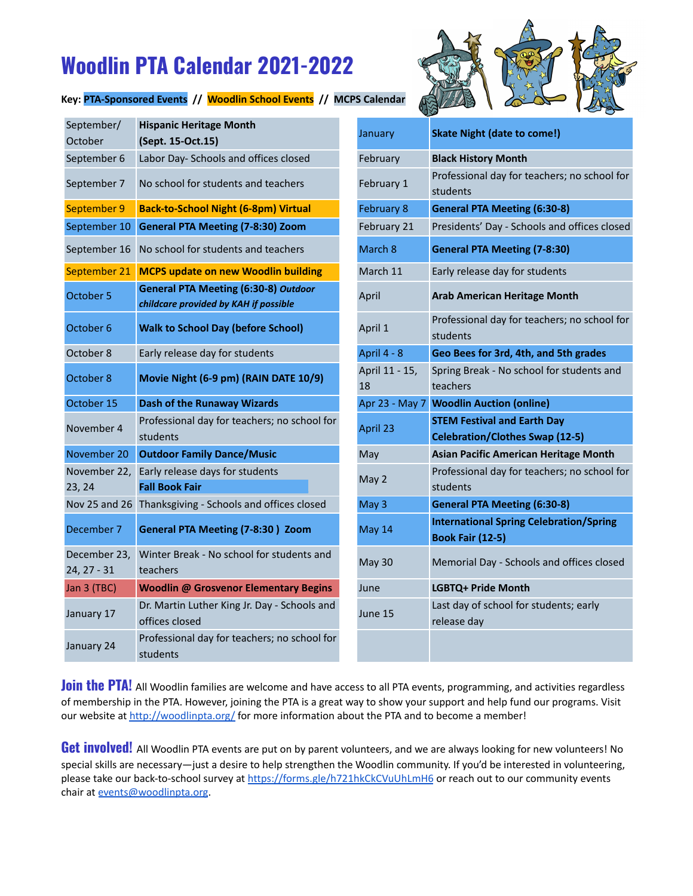# Woodlin PTA Calendar 2021-2022

**Key:** PTA-Sponsored Events // Woodlin School Events // MCPS Calendar

| Date | Event |
|---|---|
| September/ October | **Hispanic Heritage Month (Sept. 15-Oct.15)** |
| September 6 | Labor Day- Schools and offices closed |
| September 7 | No school for students and teachers |
| September 9 | **Back-to-School Night (6-8pm) Virtual** |
| September 10 | **General PTA Meeting (7-8:30) Zoom** |
| September 16 | No school for students and teachers |
| September 21 | **MCPS update on new Woodlin building** |
| October 5 | **General PTA Meeting (6:30-8)** ***Outdoor childcare provided by KAH if possible*** |
| October 6 | **Walk to School Day (before School)** |
| October 8 | Early release day for students |
| October 8 | **Movie Night (6-9 pm) (RAIN DATE 10/9)** |
| October 15 | **Dash of the Runaway Wizards** |
| November 4 | Professional day for teachers; no school for students |
| November 20 | **Outdoor Family Dance/Music** |
| November 22, 23, 24 | Early release days for students **Fall Book Fair** |
| Nov 25 and 26 | Thanksgiving - Schools and offices closed |
| December 7 | **General PTA Meeting (7-8:30 ) Zoom** |
| December 23, 24, 27 - 31 | Winter Break - No school for students and teachers |
| Jan 3 (TBC) | **Woodlin @ Grosvenor Elementary Begins** |
| January 17 | Dr. Martin Luther King Jr. Day - Schools and offices closed |
| January 24 | Professional day for teachers; no school for students |
| January | **Skate Night (date to come!)** |
| February | **Black History Month** |
| February 1 | Professional day for teachers; no school for students |
| February 8 | **General PTA Meeting (6:30-8)** |
| February 21 | Presidents' Day - Schools and offices closed |
| March 8 | **General PTA Meeting (7-8:30)** |
| March 11 | Early release day for students |
| April | **Arab American Heritage Month** |
| April 1 | Professional day for teachers; no school for students |
| April 4 - 8 | **Geo Bees for 3rd, 4th, and 5th grades** |
| April 11 - 15, 18 | Spring Break - No school for students and teachers |
| Apr 23 - May 7 | **Woodlin Auction (online)** |
| April 23 | **STEM Festival and Earth Day Celebration/Clothes Swap (12-5)** |
| May | **Asian Pacific American Heritage Month** |
| May 2 | Professional day for teachers; no school for students |
| May 3 | **General PTA Meeting (6:30-8)** |
| May 14 | **International Spring Celebration/Spring Book Fair (12-5)** |
| May 30 | Memorial Day - Schools and offices closed |
| June | **LGBTQ+ Pride Month** |
| June 15 | Last day of school for students; early release day |

**Join the PTA!** All Woodlin families are welcome and have access to all PTA events, programming, and activities regardless of membership in the PTA. However, joining the PTA is a great way to show your support and help fund our programs. Visit our website at http://woodlinpta.org/ for more information about the PTA and to become a member!

**Get involved!** All Woodlin PTA events are put on by parent volunteers, and we are always looking for new volunteers! No special skills are necessary—just a desire to help strengthen the Woodlin community. If you'd be interested in volunteering, please take our back-to-school survey at https://forms.gle/h721hkCkCVuUhLmH6 or reach out to our community events chair at events@woodlinpta.org.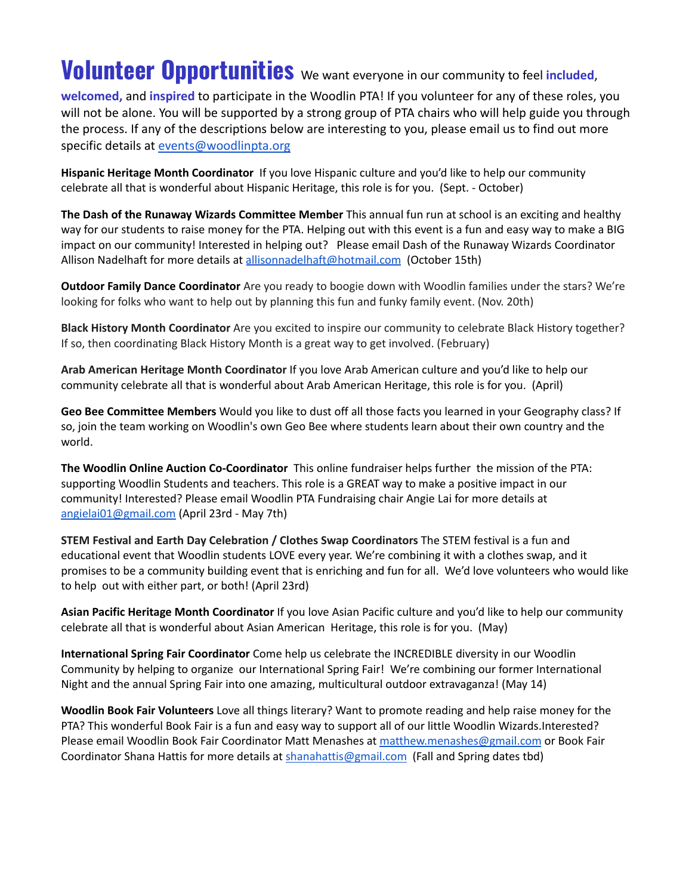# Volunteer Opportunities

We want everyone in our community to feel **included**, **welcomed,** and **inspired** to participate in the Woodlin PTA! If you volunteer for any of these roles, you will not be alone. You will be supported by a strong group of PTA chairs who will help guide you through the process. If any of the descriptions below are interesting to you, please email us to find out more specific details at events@woodlinpta.org

**Hispanic Heritage Month Coordinator** If you love Hispanic culture and you'd like to help our community celebrate all that is wonderful about Hispanic Heritage, this role is for you. (Sept. - October)

**The Dash of the Runaway Wizards Committee Member** This annual fun run at school is an exciting and healthy way for our students to raise money for the PTA. Helping out with this event is a fun and easy way to make a BIG impact on our community! Interested in helping out? Please email Dash of the Runaway Wizards Coordinator Allison Nadelhaft for more details at allisonnadelhaft@hotmail.com (October 15th)

**Outdoor Family Dance Coordinator** Are you ready to boogie down with Woodlin families under the stars? We're looking for folks who want to help out by planning this fun and funky family event. (Nov. 20th)

**Black History Month Coordinator** Are you excited to inspire our community to celebrate Black History together? If so, then coordinating Black History Month is a great way to get involved. (February)

**Arab American Heritage Month Coordinator** If you love Arab American culture and you'd like to help our community celebrate all that is wonderful about Arab American Heritage, this role is for you. (April)

**Geo Bee Committee Members** Would you like to dust off all those facts you learned in your Geography class? If so, join the team working on Woodlin's own Geo Bee where students learn about their own country and the world.

**The Woodlin Online Auction Co-Coordinator** This online fundraiser helps further the mission of the PTA: supporting Woodlin Students and teachers. This role is a GREAT way to make a positive impact in our community! Interested? Please email Woodlin PTA Fundraising chair Angie Lai for more details at angielai01@gmail.com (April 23rd - May 7th)

**STEM Festival and Earth Day Celebration / Clothes Swap Coordinators** The STEM festival is a fun and educational event that Woodlin students LOVE every year. We're combining it with a clothes swap, and it promises to be a community building event that is enriching and fun for all. We'd love volunteers who would like to help out with either part, or both! (April 23rd)

**Asian Pacific Heritage Month Coordinator** If you love Asian Pacific culture and you'd like to help our community celebrate all that is wonderful about Asian American Heritage, this role is for you. (May)

**International Spring Fair Coordinator** Come help us celebrate the INCREDIBLE diversity in our Woodlin Community by helping to organize our International Spring Fair! We're combining our former International Night and the annual Spring Fair into one amazing, multicultural outdoor extravaganza! (May 14)

**Woodlin Book Fair Volunteers** Love all things literary? Want to promote reading and help raise money for the PTA? This wonderful Book Fair is a fun and easy way to support all of our little Woodlin Wizards.Interested? Please email Woodlin Book Fair Coordinator Matt Menashes at matthew.menashes@gmail.com or Book Fair Coordinator Shana Hattis for more details at shanahattis@gmail.com (Fall and Spring dates tbd)